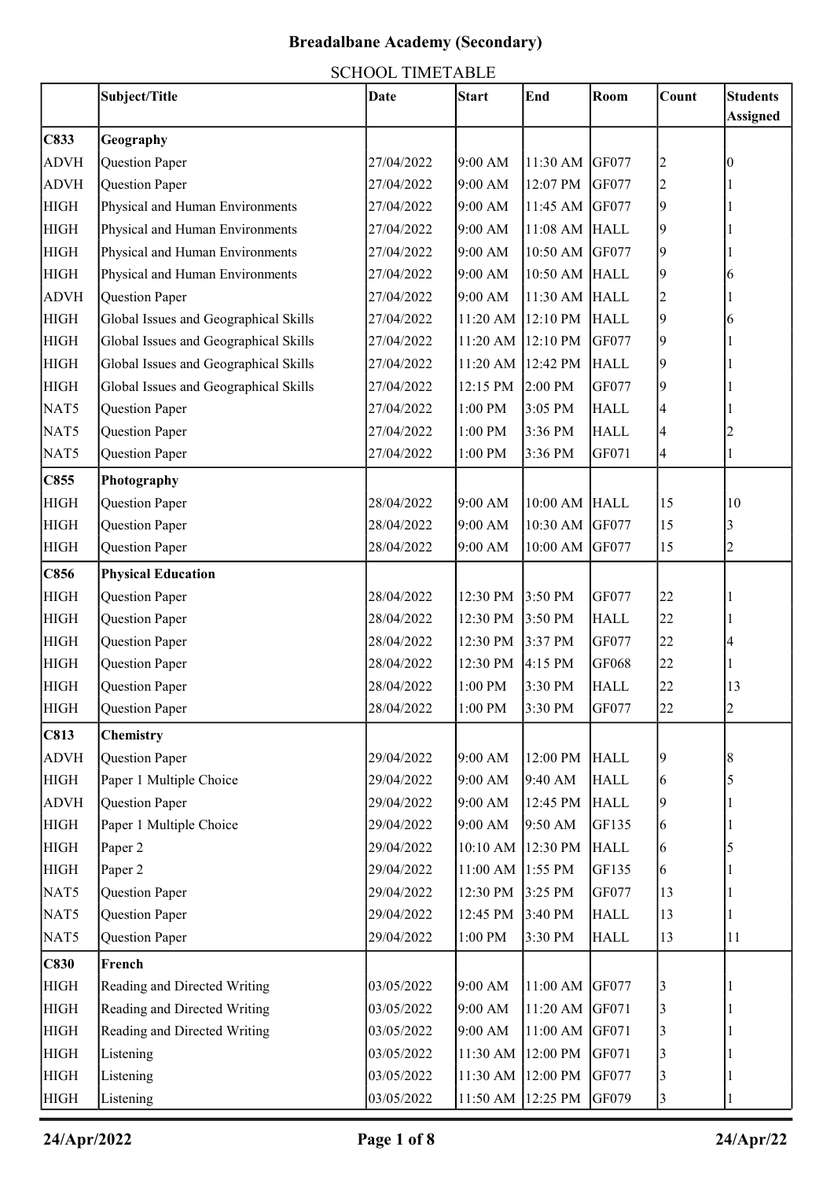# Breadalbane Academy (Secondary)

## SCHOOL TIMETABLE

| | Subject/Title | Date | Start | End | Room | Count | Students Assigned |
|---|---|---|---|---|---|---|---|
| **C833** | **Geography** | | | | | | |
| ADVH | Question Paper | 27/04/2022 | 9:00 AM | 11:30 AM | GF077 | 2 | 0 |
| ADVH | Question Paper | 27/04/2022 | 9:00 AM | 12:07 PM | GF077 | 2 | 1 |
| HIGH | Physical and Human Environments | 27/04/2022 | 9:00 AM | 11:45 AM | GF077 | 9 | 1 |
| HIGH | Physical and Human Environments | 27/04/2022 | 9:00 AM | 11:08 AM | HALL | 9 | 1 |
| HIGH | Physical and Human Environments | 27/04/2022 | 9:00 AM | 10:50 AM | GF077 | 9 | 1 |
| HIGH | Physical and Human Environments | 27/04/2022 | 9:00 AM | 10:50 AM | HALL | 9 | 6 |
| ADVH | Question Paper | 27/04/2022 | 9:00 AM | 11:30 AM | HALL | 2 | 1 |
| HIGH | Global Issues and Geographical Skills | 27/04/2022 | 11:20 AM | 12:10 PM | HALL | 9 | 6 |
| HIGH | Global Issues and Geographical Skills | 27/04/2022 | 11:20 AM | 12:10 PM | GF077 | 9 | 1 |
| HIGH | Global Issues and Geographical Skills | 27/04/2022 | 11:20 AM | 12:42 PM | HALL | 9 | 1 |
| HIGH | Global Issues and Geographical Skills | 27/04/2022 | 12:15 PM | 2:00 PM | GF077 | 9 | 1 |
| NAT5 | Question Paper | 27/04/2022 | 1:00 PM | 3:05 PM | HALL | 4 | 1 |
| NAT5 | Question Paper | 27/04/2022 | 1:00 PM | 3:36 PM | HALL | 4 | 2 |
| NAT5 | Question Paper | 27/04/2022 | 1:00 PM | 3:36 PM | GF071 | 4 | 1 |
| **C855** | **Photography** | | | | | | |
| HIGH | Question Paper | 28/04/2022 | 9:00 AM | 10:00 AM | HALL | 15 | 10 |
| HIGH | Question Paper | 28/04/2022 | 9:00 AM | 10:30 AM | GF077 | 15 | 3 |
| HIGH | Question Paper | 28/04/2022 | 9:00 AM | 10:00 AM | GF077 | 15 | 2 |
| **C856** | **Physical Education** | | | | | | |
| HIGH | Question Paper | 28/04/2022 | 12:30 PM | 3:50 PM | GF077 | 22 | 1 |
| HIGH | Question Paper | 28/04/2022 | 12:30 PM | 3:50 PM | HALL | 22 | 1 |
| HIGH | Question Paper | 28/04/2022 | 12:30 PM | 3:37 PM | GF077 | 22 | 4 |
| HIGH | Question Paper | 28/04/2022 | 12:30 PM | 4:15 PM | GF068 | 22 | 1 |
| HIGH | Question Paper | 28/04/2022 | 1:00 PM | 3:30 PM | HALL | 22 | 13 |
| HIGH | Question Paper | 28/04/2022 | 1:00 PM | 3:30 PM | GF077 | 22 | 2 |
| **C813** | **Chemistry** | | | | | | |
| ADVH | Question Paper | 29/04/2022 | 9:00 AM | 12:00 PM | HALL | 9 | 8 |
| HIGH | Paper 1 Multiple Choice | 29/04/2022 | 9:00 AM | 9:40 AM | HALL | 6 | 5 |
| ADVH | Question Paper | 29/04/2022 | 9:00 AM | 12:45 PM | HALL | 9 | 1 |
| HIGH | Paper 1 Multiple Choice | 29/04/2022 | 9:00 AM | 9:50 AM | GF135 | 6 | 1 |
| HIGH | Paper 2 | 29/04/2022 | 10:10 AM | 12:30 PM | HALL | 6 | 5 |
| HIGH | Paper 2 | 29/04/2022 | 11:00 AM | 1:55 PM | GF135 | 6 | 1 |
| NAT5 | Question Paper | 29/04/2022 | 12:30 PM | 3:25 PM | GF077 | 13 | 1 |
| NAT5 | Question Paper | 29/04/2022 | 12:45 PM | 3:40 PM | HALL | 13 | 1 |
| NAT5 | Question Paper | 29/04/2022 | 1:00 PM | 3:30 PM | HALL | 13 | 11 |
| **C830** | **French** | | | | | | |
| HIGH | Reading and Directed Writing | 03/05/2022 | 9:00 AM | 11:00 AM | GF077 | 3 | 1 |
| HIGH | Reading and Directed Writing | 03/05/2022 | 9:00 AM | 11:20 AM | GF071 | 3 | 1 |
| HIGH | Reading and Directed Writing | 03/05/2022 | 9:00 AM | 11:00 AM | GF071 | 3 | 1 |
| HIGH | Listening | 03/05/2022 | 11:30 AM | 12:00 PM | GF071 | 3 | 1 |
| HIGH | Listening | 03/05/2022 | 11:30 AM | 12:00 PM | GF077 | 3 | 1 |
| HIGH | Listening | 03/05/2022 | 11:50 AM | 12:25 PM | GF079 | 3 | 1 |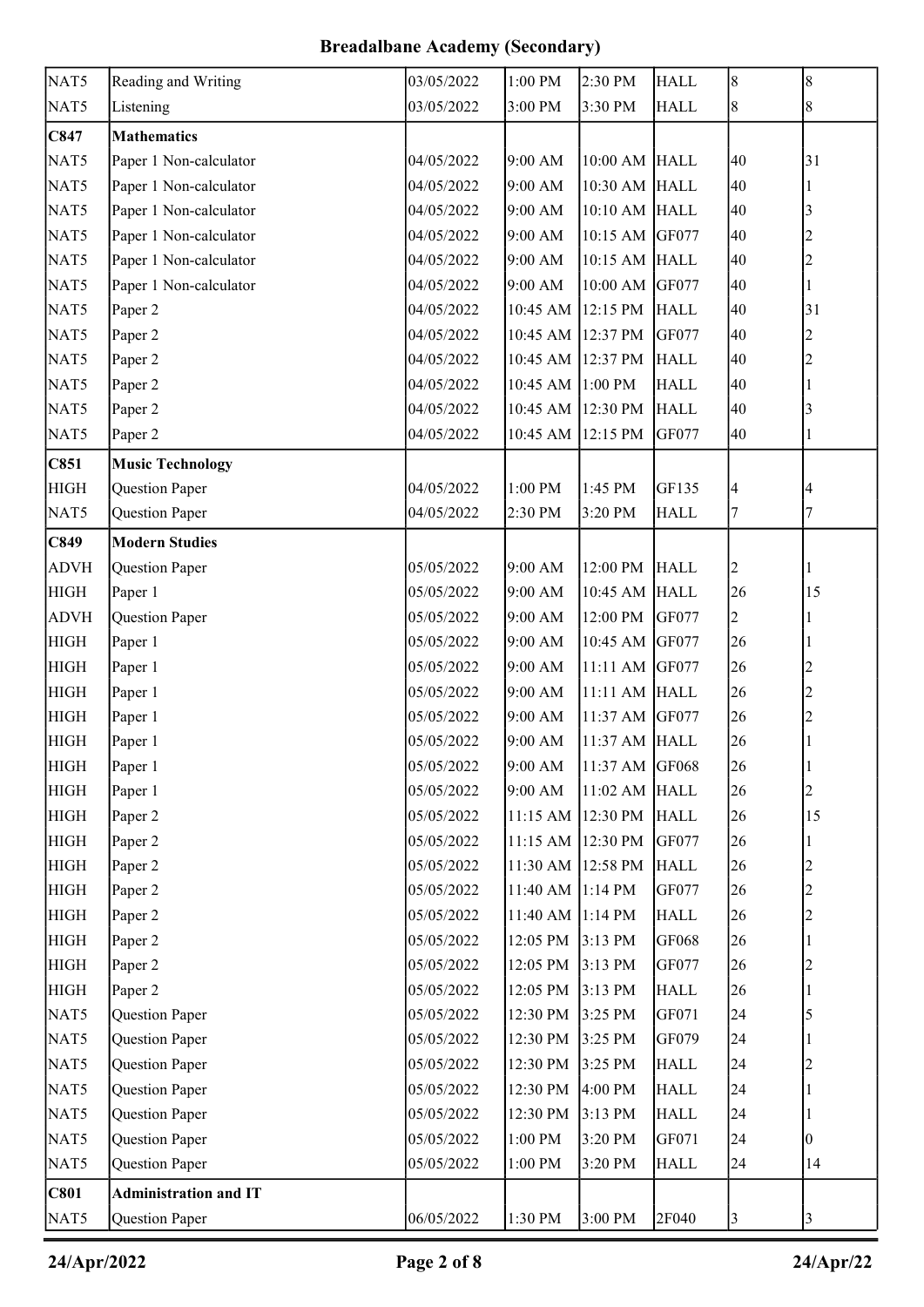# Breadalbane Academy (Secondary)

| | | | | | | | |
|---|---|---|---|---|---|---|---|
| NAT5 | Reading and Writing | 03/05/2022 | 1:00 PM | 2:30 PM | HALL | 8 | 8 |
| NAT5 | Listening | 03/05/2022 | 3:00 PM | 3:30 PM | HALL | 8 | 8 |
| **C847** | **Mathematics** | | | | | | |
| NAT5 | Paper 1 Non-calculator | 04/05/2022 | 9:00 AM | 10:00 AM | HALL | 40 | 31 |
| NAT5 | Paper 1 Non-calculator | 04/05/2022 | 9:00 AM | 10:30 AM | HALL | 40 | 1 |
| NAT5 | Paper 1 Non-calculator | 04/05/2022 | 9:00 AM | 10:10 AM | HALL | 40 | 3 |
| NAT5 | Paper 1 Non-calculator | 04/05/2022 | 9:00 AM | 10:15 AM | GF077 | 40 | 2 |
| NAT5 | Paper 1 Non-calculator | 04/05/2022 | 9:00 AM | 10:15 AM | HALL | 40 | 2 |
| NAT5 | Paper 1 Non-calculator | 04/05/2022 | 9:00 AM | 10:00 AM | GF077 | 40 | 1 |
| NAT5 | Paper 2 | 04/05/2022 | 10:45 AM | 12:15 PM | HALL | 40 | 31 |
| NAT5 | Paper 2 | 04/05/2022 | 10:45 AM | 12:37 PM | GF077 | 40 | 2 |
| NAT5 | Paper 2 | 04/05/2022 | 10:45 AM | 12:37 PM | HALL | 40 | 2 |
| NAT5 | Paper 2 | 04/05/2022 | 10:45 AM | 1:00 PM | HALL | 40 | 1 |
| NAT5 | Paper 2 | 04/05/2022 | 10:45 AM | 12:30 PM | HALL | 40 | 3 |
| NAT5 | Paper 2 | 04/05/2022 | 10:45 AM | 12:15 PM | GF077 | 40 | 1 |
| **C851** | **Music Technology** | | | | | | |
| HIGH | Question Paper | 04/05/2022 | 1:00 PM | 1:45 PM | GF135 | 4 | 4 |
| NAT5 | Question Paper | 04/05/2022 | 2:30 PM | 3:20 PM | HALL | 7 | 7 |
| **C849** | **Modern Studies** | | | | | | |
| ADVH | Question Paper | 05/05/2022 | 9:00 AM | 12:00 PM | HALL | 2 | 1 |
| HIGH | Paper 1 | 05/05/2022 | 9:00 AM | 10:45 AM | HALL | 26 | 15 |
| ADVH | Question Paper | 05/05/2022 | 9:00 AM | 12:00 PM | GF077 | 2 | 1 |
| HIGH | Paper 1 | 05/05/2022 | 9:00 AM | 10:45 AM | GF077 | 26 | 1 |
| HIGH | Paper 1 | 05/05/2022 | 9:00 AM | 11:11 AM | GF077 | 26 | 2 |
| HIGH | Paper 1 | 05/05/2022 | 9:00 AM | 11:11 AM | HALL | 26 | 2 |
| HIGH | Paper 1 | 05/05/2022 | 9:00 AM | 11:37 AM | GF077 | 26 | 2 |
| HIGH | Paper 1 | 05/05/2022 | 9:00 AM | 11:37 AM | HALL | 26 | 1 |
| HIGH | Paper 1 | 05/05/2022 | 9:00 AM | 11:37 AM | GF068 | 26 | 1 |
| HIGH | Paper 1 | 05/05/2022 | 9:00 AM | 11:02 AM | HALL | 26 | 2 |
| HIGH | Paper 2 | 05/05/2022 | 11:15 AM | 12:30 PM | HALL | 26 | 15 |
| HIGH | Paper 2 | 05/05/2022 | 11:15 AM | 12:30 PM | GF077 | 26 | 1 |
| HIGH | Paper 2 | 05/05/2022 | 11:30 AM | 12:58 PM | HALL | 26 | 2 |
| HIGH | Paper 2 | 05/05/2022 | 11:40 AM | 1:14 PM | GF077 | 26 | 2 |
| HIGH | Paper 2 | 05/05/2022 | 11:40 AM | 1:14 PM | HALL | 26 | 2 |
| HIGH | Paper 2 | 05/05/2022 | 12:05 PM | 3:13 PM | GF068 | 26 | 1 |
| HIGH | Paper 2 | 05/05/2022 | 12:05 PM | 3:13 PM | GF077 | 26 | 2 |
| HIGH | Paper 2 | 05/05/2022 | 12:05 PM | 3:13 PM | HALL | 26 | 1 |
| NAT5 | Question Paper | 05/05/2022 | 12:30 PM | 3:25 PM | GF071 | 24 | 5 |
| NAT5 | Question Paper | 05/05/2022 | 12:30 PM | 3:25 PM | GF079 | 24 | 1 |
| NAT5 | Question Paper | 05/05/2022 | 12:30 PM | 3:25 PM | HALL | 24 | 2 |
| NAT5 | Question Paper | 05/05/2022 | 12:30 PM | 4:00 PM | HALL | 24 | 1 |
| NAT5 | Question Paper | 05/05/2022 | 12:30 PM | 3:13 PM | HALL | 24 | 1 |
| NAT5 | Question Paper | 05/05/2022 | 1:00 PM | 3:20 PM | GF071 | 24 | 0 |
| NAT5 | Question Paper | 05/05/2022 | 1:00 PM | 3:20 PM | HALL | 24 | 14 |
| **C801** | **Administration and IT** | | | | | | |
| NAT5 | Question Paper | 06/05/2022 | 1:30 PM | 3:00 PM | 2F040 | 3 | 3 |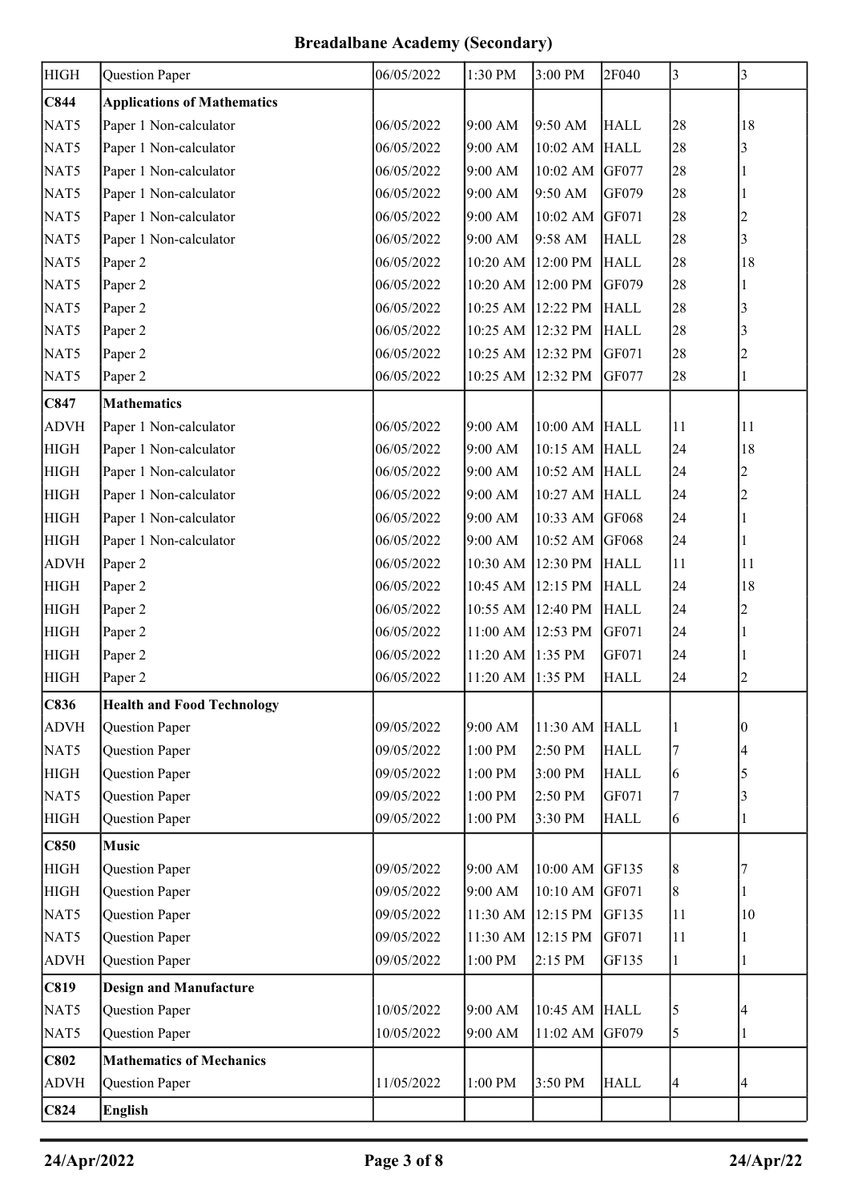# Breadalbane Academy (Secondary)

| | | | | | | | |
|---|---|---|---|---|---|---|---|
| HIGH | Question Paper | 06/05/2022 | 1:30 PM | 3:00 PM | 2F040 | 3 | 3 |
| **C844** | **Applications of Mathematics** | | | | | | |
| NAT5 | Paper 1 Non-calculator | 06/05/2022 | 9:00 AM | 9:50 AM | HALL | 28 | 18 |
| NAT5 | Paper 1 Non-calculator | 06/05/2022 | 9:00 AM | 10:02 AM | HALL | 28 | 3 |
| NAT5 | Paper 1 Non-calculator | 06/05/2022 | 9:00 AM | 10:02 AM | GF077 | 28 | 1 |
| NAT5 | Paper 1 Non-calculator | 06/05/2022 | 9:00 AM | 9:50 AM | GF079 | 28 | 1 |
| NAT5 | Paper 1 Non-calculator | 06/05/2022 | 9:00 AM | 10:02 AM | GF071 | 28 | 2 |
| NAT5 | Paper 1 Non-calculator | 06/05/2022 | 9:00 AM | 9:58 AM | HALL | 28 | 3 |
| NAT5 | Paper 2 | 06/05/2022 | 10:20 AM | 12:00 PM | HALL | 28 | 18 |
| NAT5 | Paper 2 | 06/05/2022 | 10:20 AM | 12:00 PM | GF079 | 28 | 1 |
| NAT5 | Paper 2 | 06/05/2022 | 10:25 AM | 12:22 PM | HALL | 28 | 3 |
| NAT5 | Paper 2 | 06/05/2022 | 10:25 AM | 12:32 PM | HALL | 28 | 3 |
| NAT5 | Paper 2 | 06/05/2022 | 10:25 AM | 12:32 PM | GF071 | 28 | 2 |
| NAT5 | Paper 2 | 06/05/2022 | 10:25 AM | 12:32 PM | GF077 | 28 | 1 |
| **C847** | **Mathematics** | | | | | | |
| ADVH | Paper 1 Non-calculator | 06/05/2022 | 9:00 AM | 10:00 AM | HALL | 11 | 11 |
| HIGH | Paper 1 Non-calculator | 06/05/2022 | 9:00 AM | 10:15 AM | HALL | 24 | 18 |
| HIGH | Paper 1 Non-calculator | 06/05/2022 | 9:00 AM | 10:52 AM | HALL | 24 | 2 |
| HIGH | Paper 1 Non-calculator | 06/05/2022 | 9:00 AM | 10:27 AM | HALL | 24 | 2 |
| HIGH | Paper 1 Non-calculator | 06/05/2022 | 9:00 AM | 10:33 AM | GF068 | 24 | 1 |
| HIGH | Paper 1 Non-calculator | 06/05/2022 | 9:00 AM | 10:52 AM | GF068 | 24 | 1 |
| ADVH | Paper 2 | 06/05/2022 | 10:30 AM | 12:30 PM | HALL | 11 | 11 |
| HIGH | Paper 2 | 06/05/2022 | 10:45 AM | 12:15 PM | HALL | 24 | 18 |
| HIGH | Paper 2 | 06/05/2022 | 10:55 AM | 12:40 PM | HALL | 24 | 2 |
| HIGH | Paper 2 | 06/05/2022 | 11:00 AM | 12:53 PM | GF071 | 24 | 1 |
| HIGH | Paper 2 | 06/05/2022 | 11:20 AM | 1:35 PM | GF071 | 24 | 1 |
| HIGH | Paper 2 | 06/05/2022 | 11:20 AM | 1:35 PM | HALL | 24 | 2 |
| **C836** | **Health and Food Technology** | | | | | | |
| ADVH | Question Paper | 09/05/2022 | 9:00 AM | 11:30 AM | HALL | 1 | 0 |
| NAT5 | Question Paper | 09/05/2022 | 1:00 PM | 2:50 PM | HALL | 7 | 4 |
| HIGH | Question Paper | 09/05/2022 | 1:00 PM | 3:00 PM | HALL | 6 | 5 |
| NAT5 | Question Paper | 09/05/2022 | 1:00 PM | 2:50 PM | GF071 | 7 | 3 |
| HIGH | Question Paper | 09/05/2022 | 1:00 PM | 3:30 PM | HALL | 6 | 1 |
| **C850** | **Music** | | | | | | |
| HIGH | Question Paper | 09/05/2022 | 9:00 AM | 10:00 AM | GF135 | 8 | 7 |
| HIGH | Question Paper | 09/05/2022 | 9:00 AM | 10:10 AM | GF071 | 8 | 1 |
| NAT5 | Question Paper | 09/05/2022 | 11:30 AM | 12:15 PM | GF135 | 11 | 10 |
| NAT5 | Question Paper | 09/05/2022 | 11:30 AM | 12:15 PM | GF071 | 11 | 1 |
| ADVH | Question Paper | 09/05/2022 | 1:00 PM | 2:15 PM | GF135 | 1 | 1 |
| **C819** | **Design and Manufacture** | | | | | | |
| NAT5 | Question Paper | 10/05/2022 | 9:00 AM | 10:45 AM | HALL | 5 | 4 |
| NAT5 | Question Paper | 10/05/2022 | 9:00 AM | 11:02 AM | GF079 | 5 | 1 |
| **C802** | **Mathematics of Mechanics** | | | | | | |
| ADVH | Question Paper | 11/05/2022 | 1:00 PM | 3:50 PM | HALL | 4 | 4 |
| **C824** | **English** | | | | | | |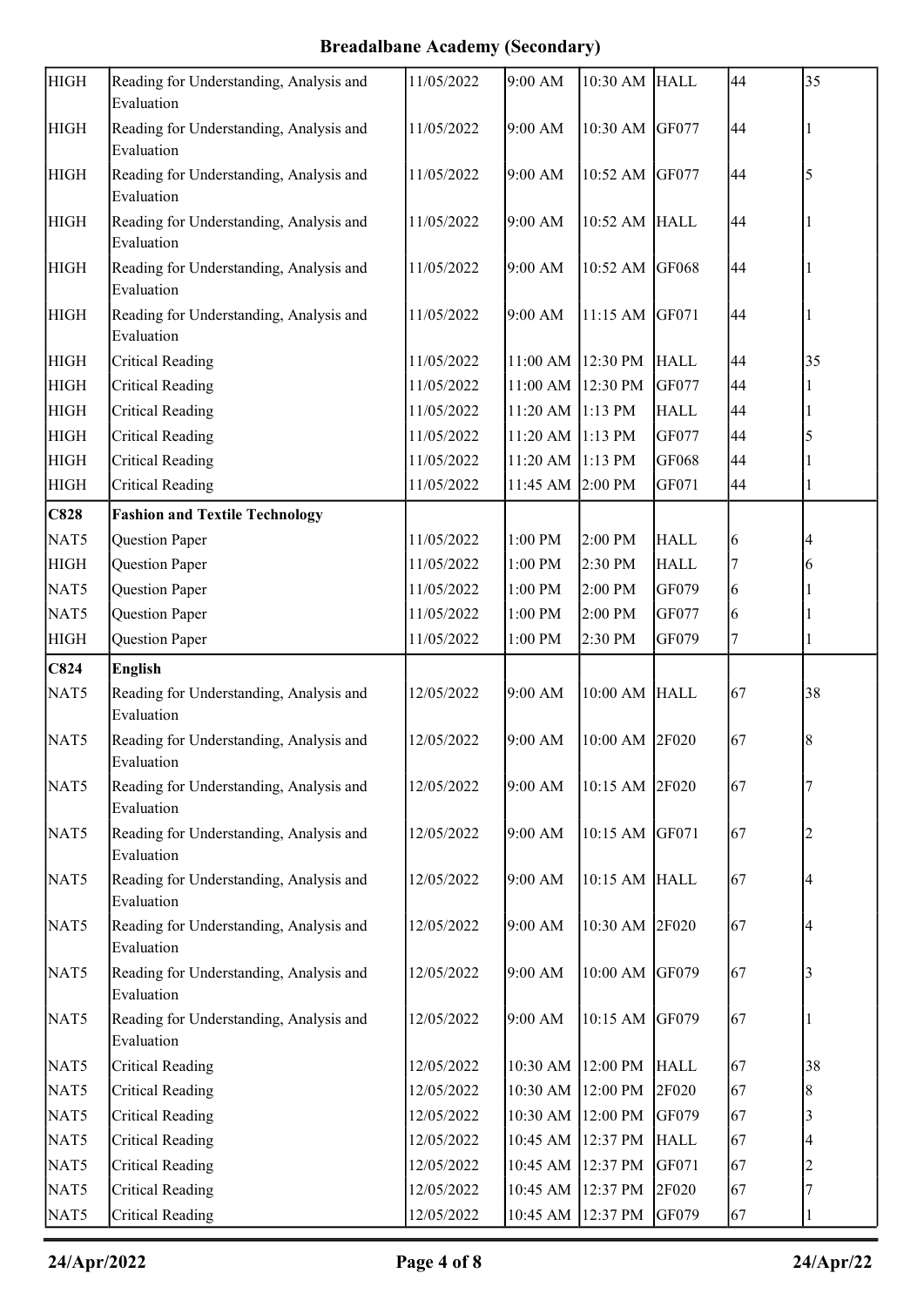## Breadalbane Academy (Secondary)

| | | | | | | | |
|---|---|---|---|---|---|---|---|
| HIGH | Reading for Understanding, Analysis and Evaluation | 11/05/2022 | 9:00 AM | 10:30 AM | HALL | 44 | 35 |
| HIGH | Reading for Understanding, Analysis and Evaluation | 11/05/2022 | 9:00 AM | 10:30 AM | GF077 | 44 | 1 |
| HIGH | Reading for Understanding, Analysis and Evaluation | 11/05/2022 | 9:00 AM | 10:52 AM | GF077 | 44 | 5 |
| HIGH | Reading for Understanding, Analysis and Evaluation | 11/05/2022 | 9:00 AM | 10:52 AM | HALL | 44 | 1 |
| HIGH | Reading for Understanding, Analysis and Evaluation | 11/05/2022 | 9:00 AM | 10:52 AM | GF068 | 44 | 1 |
| HIGH | Reading for Understanding, Analysis and Evaluation | 11/05/2022 | 9:00 AM | 11:15 AM | GF071 | 44 | 1 |
| HIGH | Critical Reading | 11/05/2022 | 11:00 AM | 12:30 PM | HALL | 44 | 35 |
| HIGH | Critical Reading | 11/05/2022 | 11:00 AM | 12:30 PM | GF077 | 44 | 1 |
| HIGH | Critical Reading | 11/05/2022 | 11:20 AM | 1:13 PM | HALL | 44 | 1 |
| HIGH | Critical Reading | 11/05/2022 | 11:20 AM | 1:13 PM | GF077 | 44 | 5 |
| HIGH | Critical Reading | 11/05/2022 | 11:20 AM | 1:13 PM | GF068 | 44 | 1 |
| HIGH | Critical Reading | 11/05/2022 | 11:45 AM | 2:00 PM | GF071 | 44 | 1 |
| **C828** | **Fashion and Textile Technology** | | | | | | |
| NAT5 | Question Paper | 11/05/2022 | 1:00 PM | 2:00 PM | HALL | 6 | 4 |
| HIGH | Question Paper | 11/05/2022 | 1:00 PM | 2:30 PM | HALL | 7 | 6 |
| NAT5 | Question Paper | 11/05/2022 | 1:00 PM | 2:00 PM | GF079 | 6 | 1 |
| NAT5 | Question Paper | 11/05/2022 | 1:00 PM | 2:00 PM | GF077 | 6 | 1 |
| HIGH | Question Paper | 11/05/2022 | 1:00 PM | 2:30 PM | GF079 | 7 | 1 |
| **C824** | **English** | | | | | | |
| NAT5 | Reading for Understanding, Analysis and Evaluation | 12/05/2022 | 9:00 AM | 10:00 AM | HALL | 67 | 38 |
| NAT5 | Reading for Understanding, Analysis and Evaluation | 12/05/2022 | 9:00 AM | 10:00 AM | 2F020 | 67 | 8 |
| NAT5 | Reading for Understanding, Analysis and Evaluation | 12/05/2022 | 9:00 AM | 10:15 AM | 2F020 | 67 | 7 |
| NAT5 | Reading for Understanding, Analysis and Evaluation | 12/05/2022 | 9:00 AM | 10:15 AM | GF071 | 67 | 2 |
| NAT5 | Reading for Understanding, Analysis and Evaluation | 12/05/2022 | 9:00 AM | 10:15 AM | HALL | 67 | 4 |
| NAT5 | Reading for Understanding, Analysis and Evaluation | 12/05/2022 | 9:00 AM | 10:30 AM | 2F020 | 67 | 4 |
| NAT5 | Reading for Understanding, Analysis and Evaluation | 12/05/2022 | 9:00 AM | 10:00 AM | GF079 | 67 | 3 |
| NAT5 | Reading for Understanding, Analysis and Evaluation | 12/05/2022 | 9:00 AM | 10:15 AM | GF079 | 67 | 1 |
| NAT5 | Critical Reading | 12/05/2022 | 10:30 AM | 12:00 PM | HALL | 67 | 38 |
| NAT5 | Critical Reading | 12/05/2022 | 10:30 AM | 12:00 PM | 2F020 | 67 | 8 |
| NAT5 | Critical Reading | 12/05/2022 | 10:30 AM | 12:00 PM | GF079 | 67 | 3 |
| NAT5 | Critical Reading | 12/05/2022 | 10:45 AM | 12:37 PM | HALL | 67 | 4 |
| NAT5 | Critical Reading | 12/05/2022 | 10:45 AM | 12:37 PM | GF071 | 67 | 2 |
| NAT5 | Critical Reading | 12/05/2022 | 10:45 AM | 12:37 PM | 2F020 | 67 | 7 |
| NAT5 | Critical Reading | 12/05/2022 | 10:45 AM | 12:37 PM | GF079 | 67 | 1 |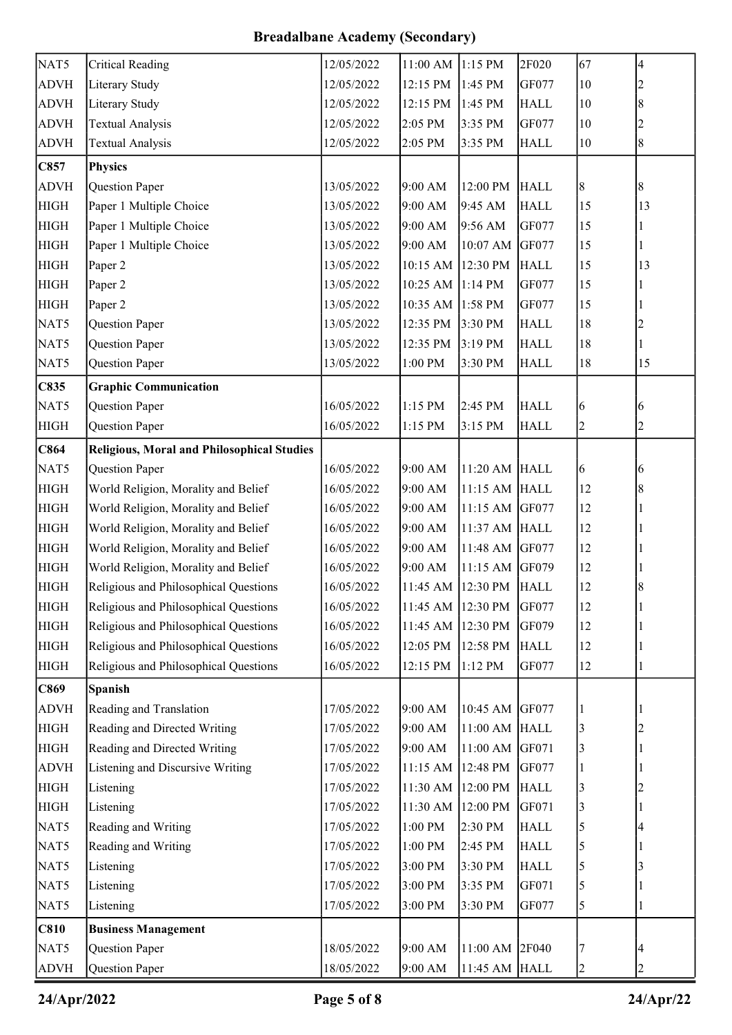# Breadalbane Academy (Secondary)

| | | | | | | | |
|---|---|---|---|---|---|---|---|
| NAT5 | Critical Reading | 12/05/2022 | 11:00 AM | 1:15 PM | 2F020 | 67 | 4 |
| ADVH | Literary Study | 12/05/2022 | 12:15 PM | 1:45 PM | GF077 | 10 | 2 |
| ADVH | Literary Study | 12/05/2022 | 12:15 PM | 1:45 PM | HALL | 10 | 8 |
| ADVH | Textual Analysis | 12/05/2022 | 2:05 PM | 3:35 PM | GF077 | 10 | 2 |
| ADVH | Textual Analysis | 12/05/2022 | 2:05 PM | 3:35 PM | HALL | 10 | 8 |
| **C857** | **Physics** | | | | | | |
| ADVH | Question Paper | 13/05/2022 | 9:00 AM | 12:00 PM | HALL | 8 | 8 |
| HIGH | Paper 1 Multiple Choice | 13/05/2022 | 9:00 AM | 9:45 AM | HALL | 15 | 13 |
| HIGH | Paper 1 Multiple Choice | 13/05/2022 | 9:00 AM | 9:56 AM | GF077 | 15 | 1 |
| HIGH | Paper 1 Multiple Choice | 13/05/2022 | 9:00 AM | 10:07 AM | GF077 | 15 | 1 |
| HIGH | Paper 2 | 13/05/2022 | 10:15 AM | 12:30 PM | HALL | 15 | 13 |
| HIGH | Paper 2 | 13/05/2022 | 10:25 AM | 1:14 PM | GF077 | 15 | 1 |
| HIGH | Paper 2 | 13/05/2022 | 10:35 AM | 1:58 PM | GF077 | 15 | 1 |
| NAT5 | Question Paper | 13/05/2022 | 12:35 PM | 3:30 PM | HALL | 18 | 2 |
| NAT5 | Question Paper | 13/05/2022 | 12:35 PM | 3:19 PM | HALL | 18 | 1 |
| NAT5 | Question Paper | 13/05/2022 | 1:00 PM | 3:30 PM | HALL | 18 | 15 |
| **C835** | **Graphic Communication** | | | | | | |
| NAT5 | Question Paper | 16/05/2022 | 1:15 PM | 2:45 PM | HALL | 6 | 6 |
| HIGH | Question Paper | 16/05/2022 | 1:15 PM | 3:15 PM | HALL | 2 | 2 |
| **C864** | **Religious, Moral and Philosophical Studies** | | | | | | |
| NAT5 | Question Paper | 16/05/2022 | 9:00 AM | 11:20 AM | HALL | 6 | 6 |
| HIGH | World Religion, Morality and Belief | 16/05/2022 | 9:00 AM | 11:15 AM | HALL | 12 | 8 |
| HIGH | World Religion, Morality and Belief | 16/05/2022 | 9:00 AM | 11:15 AM | GF077 | 12 | 1 |
| HIGH | World Religion, Morality and Belief | 16/05/2022 | 9:00 AM | 11:37 AM | HALL | 12 | 1 |
| HIGH | World Religion, Morality and Belief | 16/05/2022 | 9:00 AM | 11:48 AM | GF077 | 12 | 1 |
| HIGH | World Religion, Morality and Belief | 16/05/2022 | 9:00 AM | 11:15 AM | GF079 | 12 | 1 |
| HIGH | Religious and Philosophical Questions | 16/05/2022 | 11:45 AM | 12:30 PM | HALL | 12 | 8 |
| HIGH | Religious and Philosophical Questions | 16/05/2022 | 11:45 AM | 12:30 PM | GF077 | 12 | 1 |
| HIGH | Religious and Philosophical Questions | 16/05/2022 | 11:45 AM | 12:30 PM | GF079 | 12 | 1 |
| HIGH | Religious and Philosophical Questions | 16/05/2022 | 12:05 PM | 12:58 PM | HALL | 12 | 1 |
| HIGH | Religious and Philosophical Questions | 16/05/2022 | 12:15 PM | 1:12 PM | GF077 | 12 | 1 |
| **C869** | **Spanish** | | | | | | |
| ADVH | Reading and Translation | 17/05/2022 | 9:00 AM | 10:45 AM | GF077 | 1 | 1 |
| HIGH | Reading and Directed Writing | 17/05/2022 | 9:00 AM | 11:00 AM | HALL | 3 | 2 |
| HIGH | Reading and Directed Writing | 17/05/2022 | 9:00 AM | 11:00 AM | GF071 | 3 | 1 |
| ADVH | Listening and Discursive Writing | 17/05/2022 | 11:15 AM | 12:48 PM | GF077 | 1 | 1 |
| HIGH | Listening | 17/05/2022 | 11:30 AM | 12:00 PM | HALL | 3 | 2 |
| HIGH | Listening | 17/05/2022 | 11:30 AM | 12:00 PM | GF071 | 3 | 1 |
| NAT5 | Reading and Writing | 17/05/2022 | 1:00 PM | 2:30 PM | HALL | 5 | 4 |
| NAT5 | Reading and Writing | 17/05/2022 | 1:00 PM | 2:45 PM | HALL | 5 | 1 |
| NAT5 | Listening | 17/05/2022 | 3:00 PM | 3:30 PM | HALL | 5 | 3 |
| NAT5 | Listening | 17/05/2022 | 3:00 PM | 3:35 PM | GF071 | 5 | 1 |
| NAT5 | Listening | 17/05/2022 | 3:00 PM | 3:30 PM | GF077 | 5 | 1 |
| **C810** | **Business Management** | | | | | | |
| NAT5 | Question Paper | 18/05/2022 | 9:00 AM | 11:00 AM | 2F040 | 7 | 4 |
| ADVH | Question Paper | 18/05/2022 | 9:00 AM | 11:45 AM | HALL | 2 | 2 |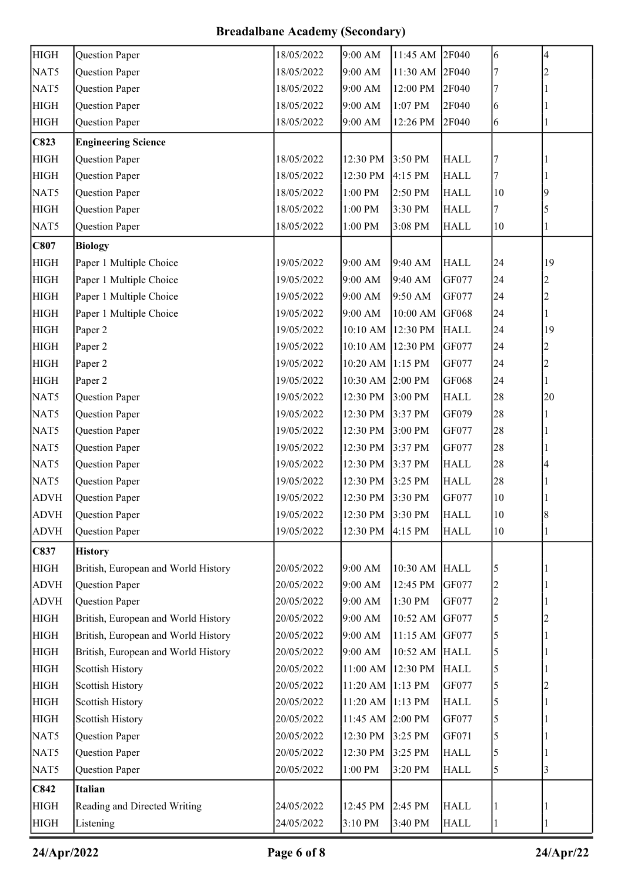## Breadalbane Academy (Secondary)

| | | | | | | | |
|---|---|---|---|---|---|---|---|
| HIGH | Question Paper | 18/05/2022 | 9:00 AM | 11:45 AM | 2F040 | 6 | 4 |
| NAT5 | Question Paper | 18/05/2022 | 9:00 AM | 11:30 AM | 2F040 | 7 | 2 |
| NAT5 | Question Paper | 18/05/2022 | 9:00 AM | 12:00 PM | 2F040 | 7 | 1 |
| HIGH | Question Paper | 18/05/2022 | 9:00 AM | 1:07 PM | 2F040 | 6 | 1 |
| HIGH | Question Paper | 18/05/2022 | 9:00 AM | 12:26 PM | 2F040 | 6 | 1 |
| **C823** | **Engineering Science** | | | | | | |
| HIGH | Question Paper | 18/05/2022 | 12:30 PM | 3:50 PM | HALL | 7 | 1 |
| HIGH | Question Paper | 18/05/2022 | 12:30 PM | 4:15 PM | HALL | 7 | 1 |
| NAT5 | Question Paper | 18/05/2022 | 1:00 PM | 2:50 PM | HALL | 10 | 9 |
| HIGH | Question Paper | 18/05/2022 | 1:00 PM | 3:30 PM | HALL | 7 | 5 |
| NAT5 | Question Paper | 18/05/2022 | 1:00 PM | 3:08 PM | HALL | 10 | 1 |
| **C807** | **Biology** | | | | | | |
| HIGH | Paper 1 Multiple Choice | 19/05/2022 | 9:00 AM | 9:40 AM | HALL | 24 | 19 |
| HIGH | Paper 1 Multiple Choice | 19/05/2022 | 9:00 AM | 9:40 AM | GF077 | 24 | 2 |
| HIGH | Paper 1 Multiple Choice | 19/05/2022 | 9:00 AM | 9:50 AM | GF077 | 24 | 2 |
| HIGH | Paper 1 Multiple Choice | 19/05/2022 | 9:00 AM | 10:00 AM | GF068 | 24 | 1 |
| HIGH | Paper 2 | 19/05/2022 | 10:10 AM | 12:30 PM | HALL | 24 | 19 |
| HIGH | Paper 2 | 19/05/2022 | 10:10 AM | 12:30 PM | GF077 | 24 | 2 |
| HIGH | Paper 2 | 19/05/2022 | 10:20 AM | 1:15 PM | GF077 | 24 | 2 |
| HIGH | Paper 2 | 19/05/2022 | 10:30 AM | 2:00 PM | GF068 | 24 | 1 |
| NAT5 | Question Paper | 19/05/2022 | 12:30 PM | 3:00 PM | HALL | 28 | 20 |
| NAT5 | Question Paper | 19/05/2022 | 12:30 PM | 3:37 PM | GF079 | 28 | 1 |
| NAT5 | Question Paper | 19/05/2022 | 12:30 PM | 3:00 PM | GF077 | 28 | 1 |
| NAT5 | Question Paper | 19/05/2022 | 12:30 PM | 3:37 PM | GF077 | 28 | 1 |
| NAT5 | Question Paper | 19/05/2022 | 12:30 PM | 3:37 PM | HALL | 28 | 4 |
| NAT5 | Question Paper | 19/05/2022 | 12:30 PM | 3:25 PM | HALL | 28 | 1 |
| ADVH | Question Paper | 19/05/2022 | 12:30 PM | 3:30 PM | GF077 | 10 | 1 |
| ADVH | Question Paper | 19/05/2022 | 12:30 PM | 3:30 PM | HALL | 10 | 8 |
| ADVH | Question Paper | 19/05/2022 | 12:30 PM | 4:15 PM | HALL | 10 | 1 |
| **C837** | **History** | | | | | | |
| HIGH | British, European and World History | 20/05/2022 | 9:00 AM | 10:30 AM | HALL | 5 | 1 |
| ADVH | Question Paper | 20/05/2022 | 9:00 AM | 12:45 PM | GF077 | 2 | 1 |
| ADVH | Question Paper | 20/05/2022 | 9:00 AM | 1:30 PM | GF077 | 2 | 1 |
| HIGH | British, European and World History | 20/05/2022 | 9:00 AM | 10:52 AM | GF077 | 5 | 2 |
| HIGH | British, European and World History | 20/05/2022 | 9:00 AM | 11:15 AM | GF077 | 5 | 1 |
| HIGH | British, European and World History | 20/05/2022 | 9:00 AM | 10:52 AM | HALL | 5 | 1 |
| HIGH | Scottish History | 20/05/2022 | 11:00 AM | 12:30 PM | HALL | 5 | 1 |
| HIGH | Scottish History | 20/05/2022 | 11:20 AM | 1:13 PM | GF077 | 5 | 2 |
| HIGH | Scottish History | 20/05/2022 | 11:20 AM | 1:13 PM | HALL | 5 | 1 |
| HIGH | Scottish History | 20/05/2022 | 11:45 AM | 2:00 PM | GF077 | 5 | 1 |
| NAT5 | Question Paper | 20/05/2022 | 12:30 PM | 3:25 PM | GF071 | 5 | 1 |
| NAT5 | Question Paper | 20/05/2022 | 12:30 PM | 3:25 PM | HALL | 5 | 1 |
| NAT5 | Question Paper | 20/05/2022 | 1:00 PM | 3:20 PM | HALL | 5 | 3 |
| **C842** | **Italian** | | | | | | |
| HIGH | Reading and Directed Writing | 24/05/2022 | 12:45 PM | 2:45 PM | HALL | 1 | 1 |
| HIGH | Listening | 24/05/2022 | 3:10 PM | 3:40 PM | HALL | 1 | 1 |

24/Apr/2022 24/Apr/22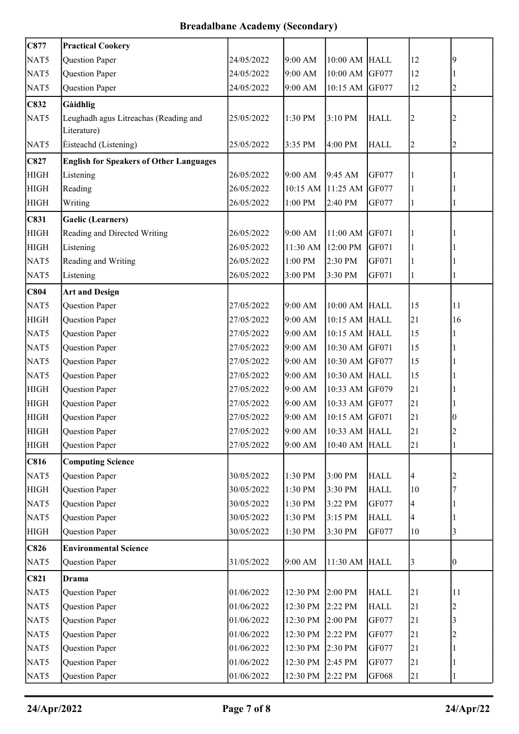## Breadalbane Academy (Secondary)

| | | | | | | | |
|---|---|---|---|---|---|---|---|
| **C877** | **Practical Cookery** | | | | | | |
| NAT5 | Question Paper | 24/05/2022 | 9:00 AM | 10:00 AM | HALL | 12 | 9 |
| NAT5 | Question Paper | 24/05/2022 | 9:00 AM | 10:00 AM | GF077 | 12 | 1 |
| NAT5 | Question Paper | 24/05/2022 | 9:00 AM | 10:15 AM | GF077 | 12 | 2 |
| **C832** | **Gàidhlig** | | | | | | |
| NAT5 | Leughadh agus Litreachas (Reading and Literature) | 25/05/2022 | 1:30 PM | 3:10 PM | HALL | 2 | 2 |
| NAT5 | Èisteachd (Listening) | 25/05/2022 | 3:35 PM | 4:00 PM | HALL | 2 | 2 |
| **C827** | **English for Speakers of Other Languages** | | | | | | |
| HIGH | Listening | 26/05/2022 | 9:00 AM | 9:45 AM | GF077 | 1 | 1 |
| HIGH | Reading | 26/05/2022 | 10:15 AM | 11:25 AM | GF077 | 1 | 1 |
| HIGH | Writing | 26/05/2022 | 1:00 PM | 2:40 PM | GF077 | 1 | 1 |
| **C831** | **Gaelic (Learners)** | | | | | | |
| HIGH | Reading and Directed Writing | 26/05/2022 | 9:00 AM | 11:00 AM | GF071 | 1 | 1 |
| HIGH | Listening | 26/05/2022 | 11:30 AM | 12:00 PM | GF071 | 1 | 1 |
| NAT5 | Reading and Writing | 26/05/2022 | 1:00 PM | 2:30 PM | GF071 | 1 | 1 |
| NAT5 | Listening | 26/05/2022 | 3:00 PM | 3:30 PM | GF071 | 1 | 1 |
| **C804** | **Art and Design** | | | | | | |
| NAT5 | Question Paper | 27/05/2022 | 9:00 AM | 10:00 AM | HALL | 15 | 11 |
| HIGH | Question Paper | 27/05/2022 | 9:00 AM | 10:15 AM | HALL | 21 | 16 |
| NAT5 | Question Paper | 27/05/2022 | 9:00 AM | 10:15 AM | HALL | 15 | 1 |
| NAT5 | Question Paper | 27/05/2022 | 9:00 AM | 10:30 AM | GF071 | 15 | 1 |
| NAT5 | Question Paper | 27/05/2022 | 9:00 AM | 10:30 AM | GF077 | 15 | 1 |
| NAT5 | Question Paper | 27/05/2022 | 9:00 AM | 10:30 AM | HALL | 15 | 1 |
| HIGH | Question Paper | 27/05/2022 | 9:00 AM | 10:33 AM | GF079 | 21 | 1 |
| HIGH | Question Paper | 27/05/2022 | 9:00 AM | 10:33 AM | GF077 | 21 | 1 |
| HIGH | Question Paper | 27/05/2022 | 9:00 AM | 10:15 AM | GF071 | 21 | 0 |
| HIGH | Question Paper | 27/05/2022 | 9:00 AM | 10:33 AM | HALL | 21 | 2 |
| HIGH | Question Paper | 27/05/2022 | 9:00 AM | 10:40 AM | HALL | 21 | 1 |
| **C816** | **Computing Science** | | | | | | |
| NAT5 | Question Paper | 30/05/2022 | 1:30 PM | 3:00 PM | HALL | 4 | 2 |
| HIGH | Question Paper | 30/05/2022 | 1:30 PM | 3:30 PM | HALL | 10 | 7 |
| NAT5 | Question Paper | 30/05/2022 | 1:30 PM | 3:22 PM | GF077 | 4 | 1 |
| NAT5 | Question Paper | 30/05/2022 | 1:30 PM | 3:15 PM | HALL | 4 | 1 |
| HIGH | Question Paper | 30/05/2022 | 1:30 PM | 3:30 PM | GF077 | 10 | 3 |
| **C826** | **Environmental Science** | | | | | | |
| NAT5 | Question Paper | 31/05/2022 | 9:00 AM | 11:30 AM | HALL | 3 | 0 |
| **C821** | **Drama** | | | | | | |
| NAT5 | Question Paper | 01/06/2022 | 12:30 PM | 2:00 PM | HALL | 21 | 11 |
| NAT5 | Question Paper | 01/06/2022 | 12:30 PM | 2:22 PM | HALL | 21 | 2 |
| NAT5 | Question Paper | 01/06/2022 | 12:30 PM | 2:00 PM | GF077 | 21 | 3 |
| NAT5 | Question Paper | 01/06/2022 | 12:30 PM | 2:22 PM | GF077 | 21 | 2 |
| NAT5 | Question Paper | 01/06/2022 | 12:30 PM | 2:30 PM | GF077 | 21 | 1 |
| NAT5 | Question Paper | 01/06/2022 | 12:30 PM | 2:45 PM | GF077 | 21 | 1 |
| NAT5 | Question Paper | 01/06/2022 | 12:30 PM | 2:22 PM | GF068 | 21 | 1 |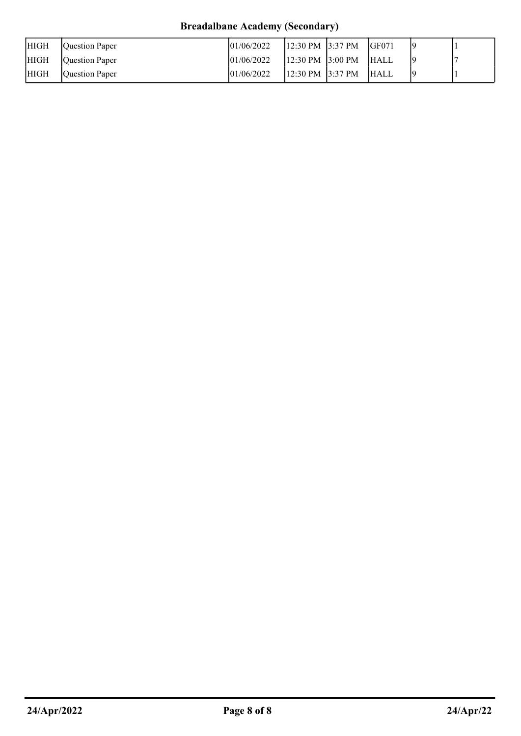## Breadalbane Academy (Secondary)

| | | | | | | | | |
|---|---|---|---|---|---|---|---|---|
| HIGH | Question Paper | 01/06/2022 | 12:30 PM | 3:37 PM | GF071 | 9 | | 1 |
| HIGH | Question Paper | 01/06/2022 | 12:30 PM | 3:00 PM | HALL | 9 | | 7 |
| HIGH | Question Paper | 01/06/2022 | 12:30 PM | 3:37 PM | HALL | 9 | | 1 |